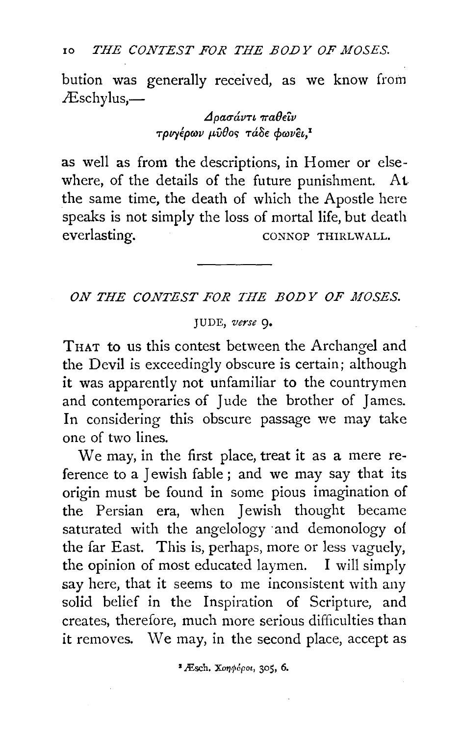bution was generally received, as we know from Æschylus,—

> Δρασάντι παθεῖν
> τριγέρων μῦθος τάδε φωνεῖ,[1]

as well as from the descriptions, in Homer or elsewhere, of the details of the future punishment. At the same time, the death of which the Apostle here speaks is not simply the loss of mortal life, but death everlasting.

CONNOP THIRLWALL.

---

## *ON THE CONTEST FOR THE BODY OF MOSES.*

JUDE, *verse* 9.

THAT to us this contest between the Archangel and the Devil is exceedingly obscure is certain; although it was apparently not unfamiliar to the countrymen and contemporaries of Jude the brother of James. In considering this obscure passage we may take one of two lines.

We may, in the first place, treat it as a mere reference to a Jewish fable; and we may say that its origin must be found in some pious imagination of the Persian era, when Jewish thought became saturated with the angelology and demonology of the far East. This is, perhaps, more or less vaguely, the opinion of most educated laymen. I will simply say here, that it seems to me inconsistent with any solid belief in the Inspiration of Scripture, and creates, therefore, much more serious difficulties than it removes. We may, in the second place, accept as

[1] Æsch. Χοηφόροι, 305, 6.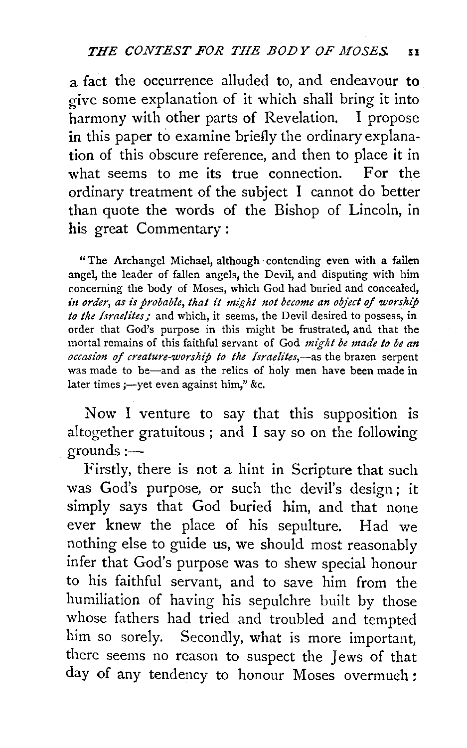a fact the occurrence alluded to, and endeavour to give some explanation of it which shall bring it into harmony with other parts of Revelation. I propose in this paper to examine briefly the ordinary explanation of this obscure reference, and then to place it in what seems to me its true connection. For the ordinary treatment of the subject I cannot do better than quote the words of the Bishop of Lincoln, in his great Commentary:

> "The Archangel Michael, although contending even with a fallen angel, the leader of fallen angels, the Devil, and disputing with him concerning the body of Moses, which God had buried and concealed, *in order, as is probable, that it might not become an object of worship to the Israelites;* and which, it seems, the Devil desired to possess, in order that God's purpose in this might be frustrated, and that the mortal remains of this faithful servant of God *might be made to be an occasion of creature-worship to the Israelites,*—as the brazen serpent was made to be—and as the relics of holy men have been made in later times;—yet even against him," &c.

Now I venture to say that this supposition is altogether gratuitous; and I say so on the following grounds:—

Firstly, there is not a hint in Scripture that such was God's purpose, or such the devil's design; it simply says that God buried him, and that none ever knew the place of his sepulture. Had we nothing else to guide us, we should most reasonably infer that God's purpose was to shew special honour to his faithful servant, and to save him from the humiliation of having his sepulchre built by those whose fathers had tried and troubled and tempted him so sorely. Secondly, what is more important, there seems no reason to suspect the Jews of that day of any tendency to honour Moses overmuch: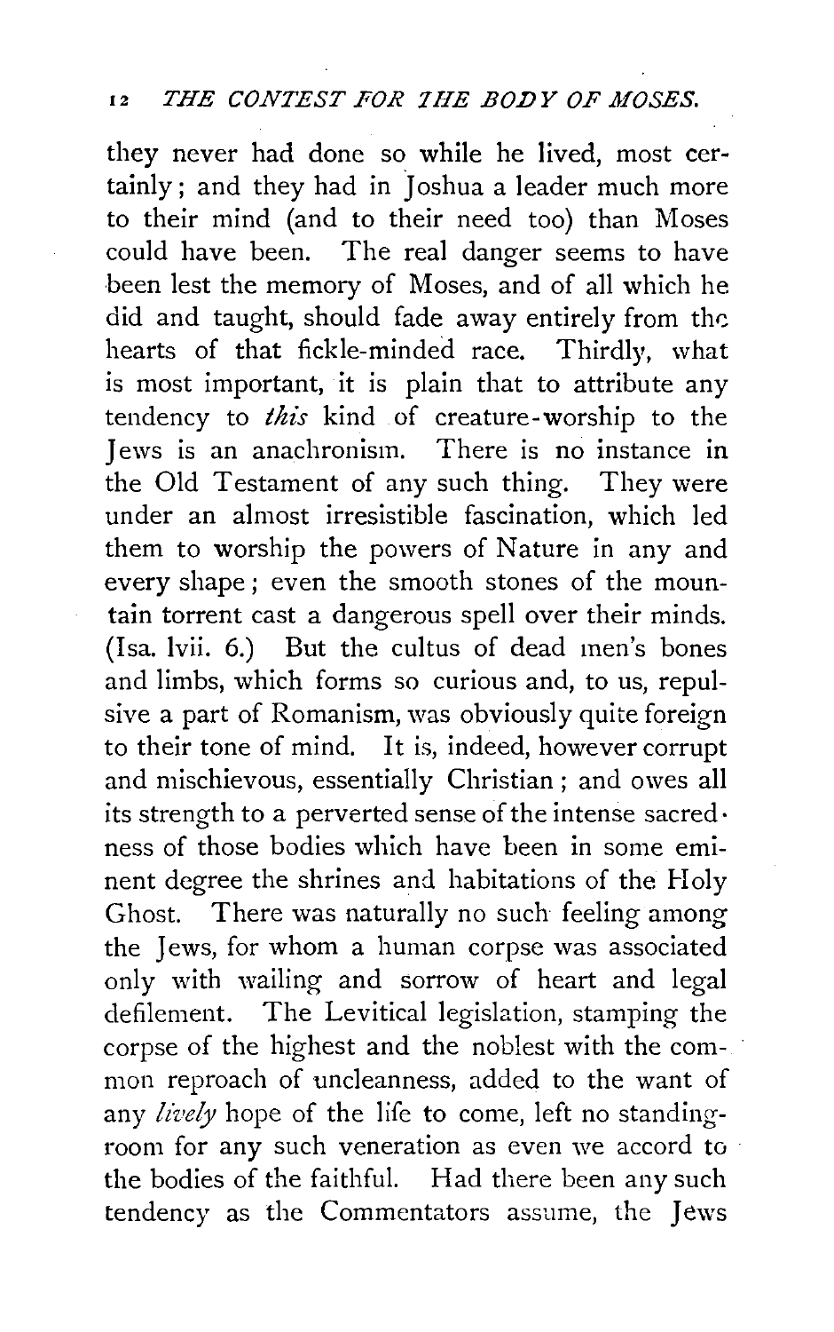they never had done so while he lived, most certainly; and they had in Joshua a leader much more to their mind (and to their need too) than Moses could have been. The real danger seems to have been lest the memory of Moses, and of all which he did and taught, should fade away entirely from the hearts of that fickle-minded race. Thirdly, what is most important, it is plain that to attribute any tendency to *this* kind of creature-worship to the Jews is an anachronism. There is no instance in the Old Testament of any such thing. They were under an almost irresistible fascination, which led them to worship the powers of Nature in any and every shape; even the smooth stones of the mountain torrent cast a dangerous spell over their minds. (Isa. lvii. 6.) But the cultus of dead men's bones and limbs, which forms so curious and, to us, repulsive a part of Romanism, was obviously quite foreign to their tone of mind. It is, indeed, however corrupt and mischievous, essentially Christian; and owes all its strength to a perverted sense of the intense sacredness of those bodies which have been in some eminent degree the shrines and habitations of the Holy Ghost. There was naturally no such feeling among the Jews, for whom a human corpse was associated only with wailing and sorrow of heart and legal defilement. The Levitical legislation, stamping the corpse of the highest and the noblest with the common reproach of uncleanness, added to the want of any *lively* hope of the life to come, left no standing-room for any such veneration as even we accord to the bodies of the faithful. Had there been any such tendency as the Commentators assume, the Jews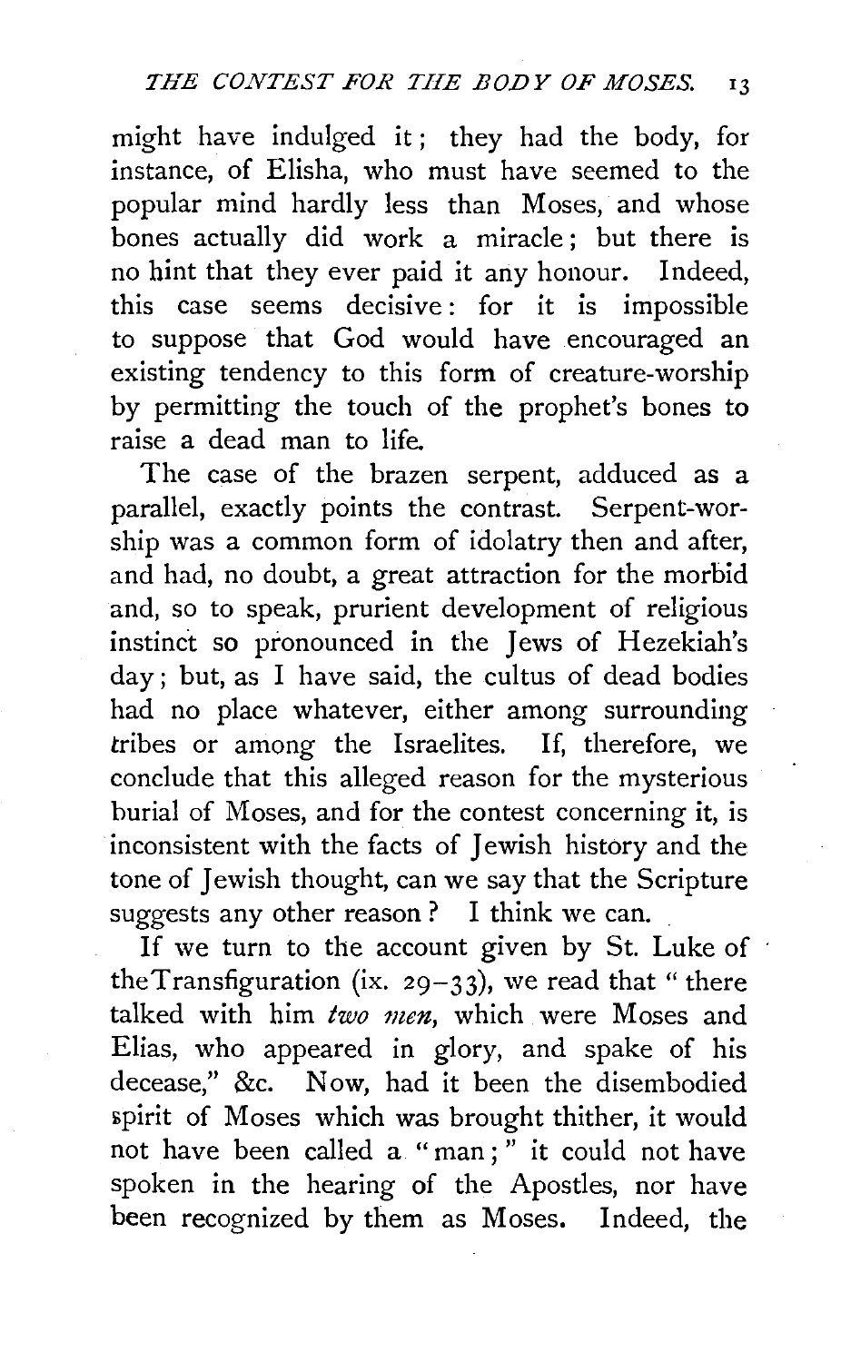might have indulged it; they had the body, for instance, of Elisha, who must have seemed to the popular mind hardly less than Moses, and whose bones actually did work a miracle; but there is no hint that they ever paid it any honour. Indeed, this case seems decisive: for it is impossible to suppose that God would have encouraged an existing tendency to this form of creature-worship by permitting the touch of the prophet's bones to raise a dead man to life.

The case of the brazen serpent, adduced as a parallel, exactly points the contrast. Serpent-worship was a common form of idolatry then and after, and had, no doubt, a great attraction for the morbid and, so to speak, prurient development of religious instinct so pronounced in the Jews of Hezekiah's day; but, as I have said, the cultus of dead bodies had no place whatever, either among surrounding tribes or among the Israelites. If, therefore, we conclude that this alleged reason for the mysterious burial of Moses, and for the contest concerning it, is inconsistent with the facts of Jewish history and the tone of Jewish thought, can we say that the Scripture suggests any other reason? I think we can.

If we turn to the account given by St. Luke of the Transfiguration (ix. 29–33), we read that "there talked with him *two men*, which were Moses and Elias, who appeared in glory, and spake of his decease," &c. Now, had it been the disembodied spirit of Moses which was brought thither, it would not have been called a "man;" it could not have spoken in the hearing of the Apostles, nor have been recognized by them as Moses. Indeed, the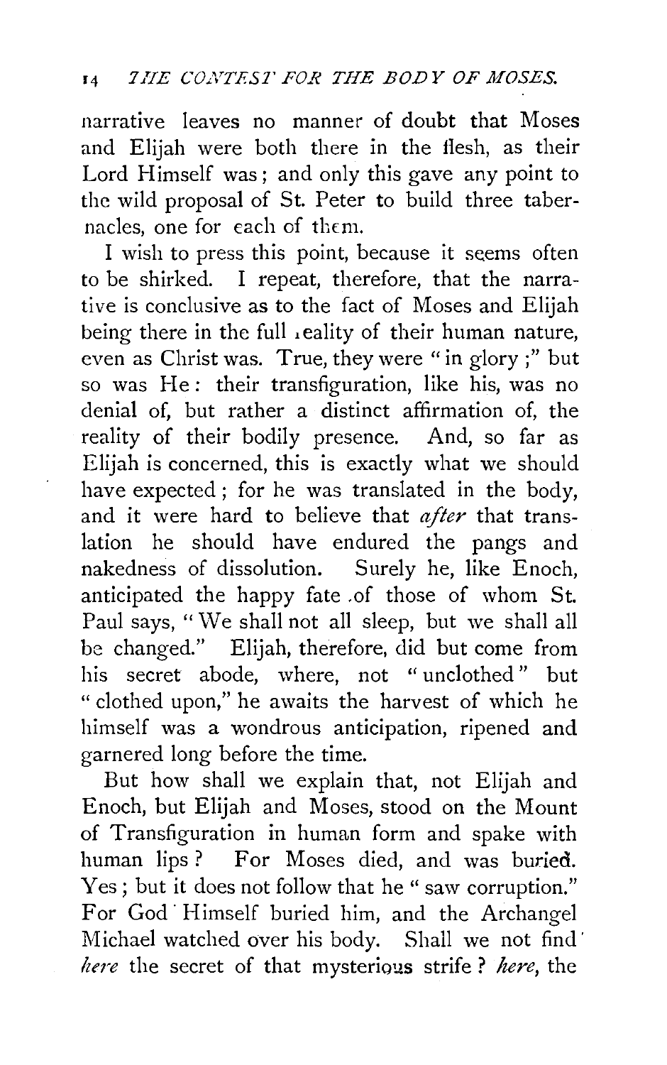narrative leaves no manner of doubt that Moses and Elijah were both there in the flesh, as their Lord Himself was; and only this gave any point to the wild proposal of St. Peter to build three tabernacles, one for each of them.

I wish to press this point, because it seems often to be shirked. I repeat, therefore, that the narrative is conclusive as to the fact of Moses and Elijah being there in the full reality of their human nature, even as Christ was. True, they were "in glory;" but so was He: their transfiguration, like his, was no denial of, but rather a distinct affirmation of, the reality of their bodily presence. And, so far as Elijah is concerned, this is exactly what we should have expected; for he was translated in the body, and it were hard to believe that *after* that translation he should have endured the pangs and nakedness of dissolution. Surely he, like Enoch, anticipated the happy fate of those of whom St. Paul says, "We shall not all sleep, but we shall all be changed." Elijah, therefore, did but come from his secret abode, where, not "unclothed" but "clothed upon," he awaits the harvest of which he himself was a wondrous anticipation, ripened and garnered long before the time.

But how shall we explain that, not Elijah and Enoch, but Elijah and Moses, stood on the Mount of Transfiguration in human form and spake with human lips? For Moses died, and was buried. Yes; but it does not follow that he "saw corruption." For God Himself buried him, and the Archangel Michael watched over his body. Shall we not find *here* the secret of that mysterious strife? *here*, the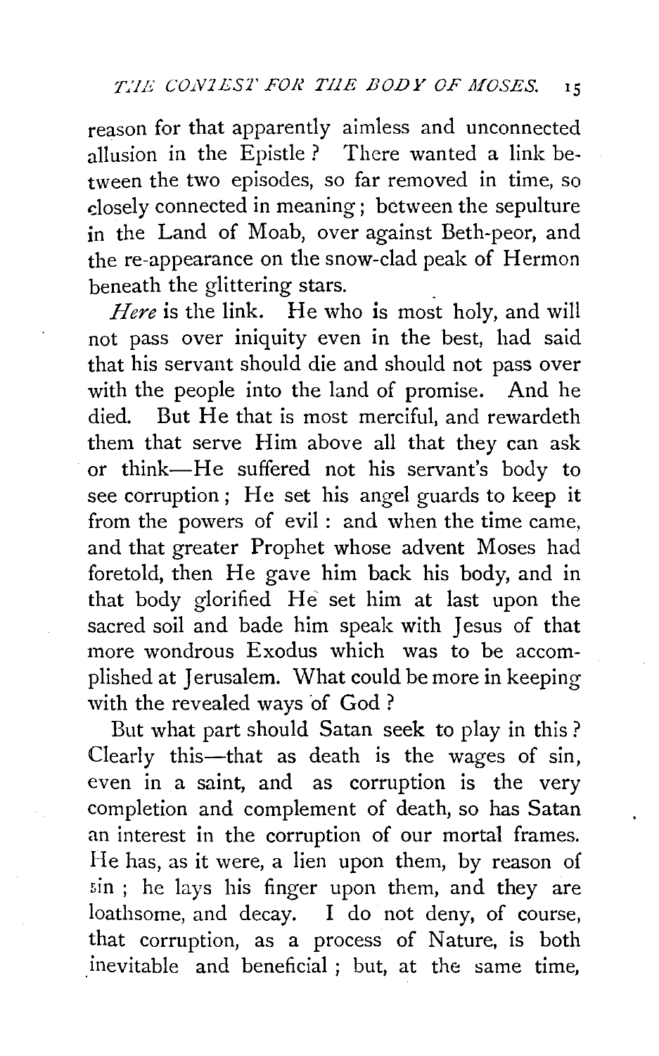reason for that apparently aimless and unconnected allusion in the Epistle? There wanted a link between the two episodes, so far removed in time, so closely connected in meaning; between the sepulture in the Land of Moab, over against Beth-peor, and the re-appearance on the snow-clad peak of Hermon beneath the glittering stars.

*Here* is the link. He who is most holy, and will not pass over iniquity even in the best, had said that his servant should die and should not pass over with the people into the land of promise. And he died. But He that is most merciful, and rewardeth them that serve Him above all that they can ask or think—He suffered not his servant's body to see corruption; He set his angel guards to keep it from the powers of evil: and when the time came, and that greater Prophet whose advent Moses had foretold, then He gave him back his body, and in that body glorified He set him at last upon the sacred soil and bade him speak with Jesus of that more wondrous Exodus which was to be accomplished at Jerusalem. What could be more in keeping with the revealed ways of God?

But what part should Satan seek to play in this? Clearly this—that as death is the wages of sin, even in a saint, and as corruption is the very completion and complement of death, so has Satan an interest in the corruption of our mortal frames. He has, as it were, a lien upon them, by reason of sin; he lays his finger upon them, and they are loathsome, and decay. I do not deny, of course, that corruption, as a process of Nature, is both inevitable and beneficial; but, at the same time,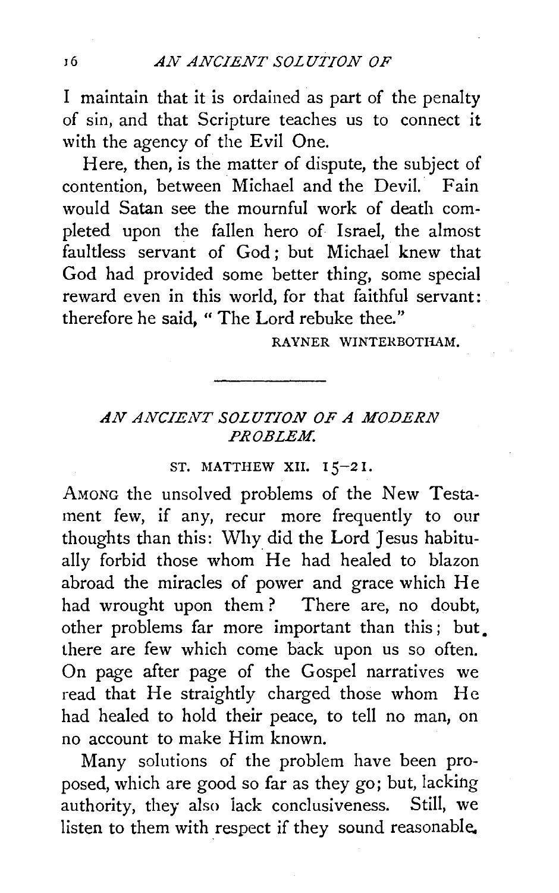I maintain that it is ordained as part of the penalty of sin, and that Scripture teaches us to connect it with the agency of the Evil One.

Here, then, is the matter of dispute, the subject of contention, between Michael and the Devil. Fain would Satan see the mournful work of death completed upon the fallen hero of Israel, the almost faultless servant of God; but Michael knew that God had provided some better thing, some special reward even in this world, for that faithful servant: therefore he said, "The Lord rebuke thee."

RAYNER WINTERBOTHAM.

---

## *AN ANCIENT SOLUTION OF A MODERN PROBLEM.*

### ST. MATTHEW XII. 15–21.

AMONG the unsolved problems of the New Testament few, if any, recur more frequently to our thoughts than this: Why did the Lord Jesus habitually forbid those whom He had healed to blazon abroad the miracles of power and grace which He had wrought upon them? There are, no doubt, other problems far more important than this; but there are few which come back upon us so often. On page after page of the Gospel narratives we read that He straightly charged those whom He had healed to hold their peace, to tell no man, on no account to make Him known.

Many solutions of the problem have been proposed, which are good so far as they go; but, lacking authority, they also lack conclusiveness. Still, we listen to them with respect if they sound reasonable.